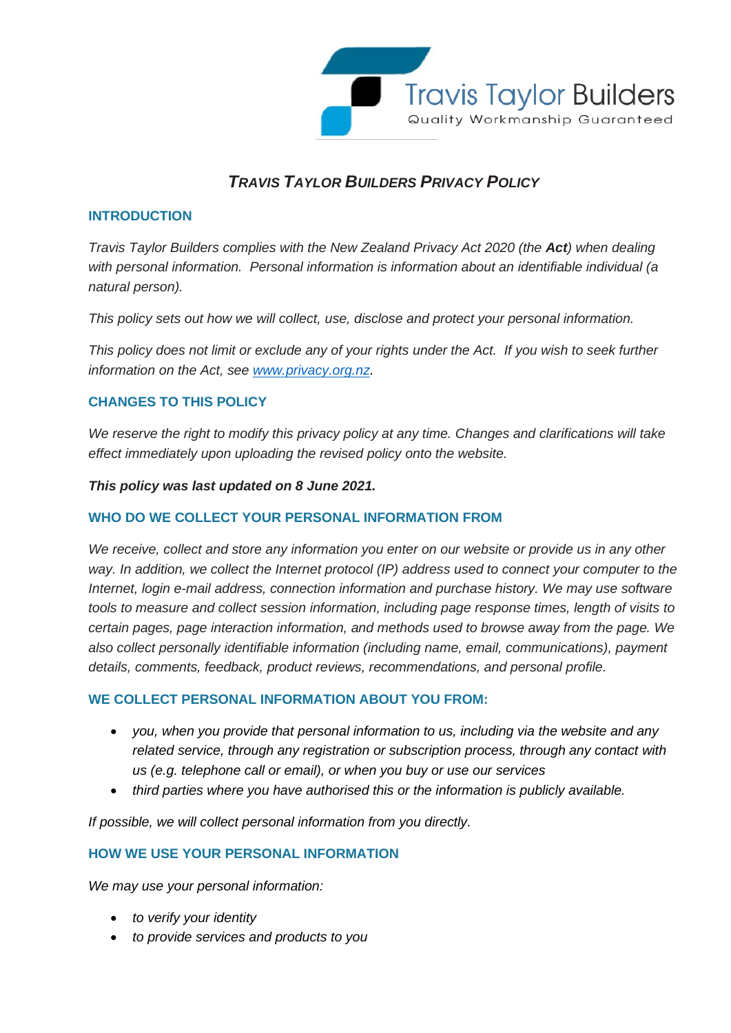Travis Taylor Builders

Quality Workmanship Guaranteed

# *TRAVIS TAYLOR BUILDERS PRIVACY POLICY*

## INTRODUCTION

*Travis Taylor Builders complies with the New Zealand Privacy Act 2020 (the **Act**) when dealing with personal information. Personal information is information about an identifiable individual (a natural person).*

*This policy sets out how we will collect, use, disclose and protect your personal information.*

*This policy does not limit or exclude any of your rights under the Act. If you wish to seek further information on the Act, see [www.privacy.org.nz](www.privacy.org.nz).*

## CHANGES TO THIS POLICY

*We reserve the right to modify this privacy policy at any time. Changes and clarifications will take effect immediately upon uploading the revised policy onto the website.*

***This policy was last updated on 8 June 2021.***

## WHO DO WE COLLECT YOUR PERSONAL INFORMATION FROM

*We receive, collect and store any information you enter on our website or provide us in any other way. In addition, we collect the Internet protocol (IP) address used to connect your computer to the Internet, login e-mail address, connection information and purchase history. We may use software tools to measure and collect session information, including page response times, length of visits to certain pages, page interaction information, and methods used to browse away from the page. We also collect personally identifiable information (including name, email, communications), payment details, comments, feedback, product reviews, recommendations, and personal profile.*

## WE COLLECT PERSONAL INFORMATION ABOUT YOU FROM:

- *you, when you provide that personal information to us, including via the website and any related service, through any registration or subscription process, through any contact with us (e.g. telephone call or email), or when you buy or use our services*
- *third parties where you have authorised this or the information is publicly available.*

*If possible, we will collect personal information from you directly.*

## HOW WE USE YOUR PERSONAL INFORMATION

*We may use your personal information:*

- *to verify your identity*
- *to provide services and products to you*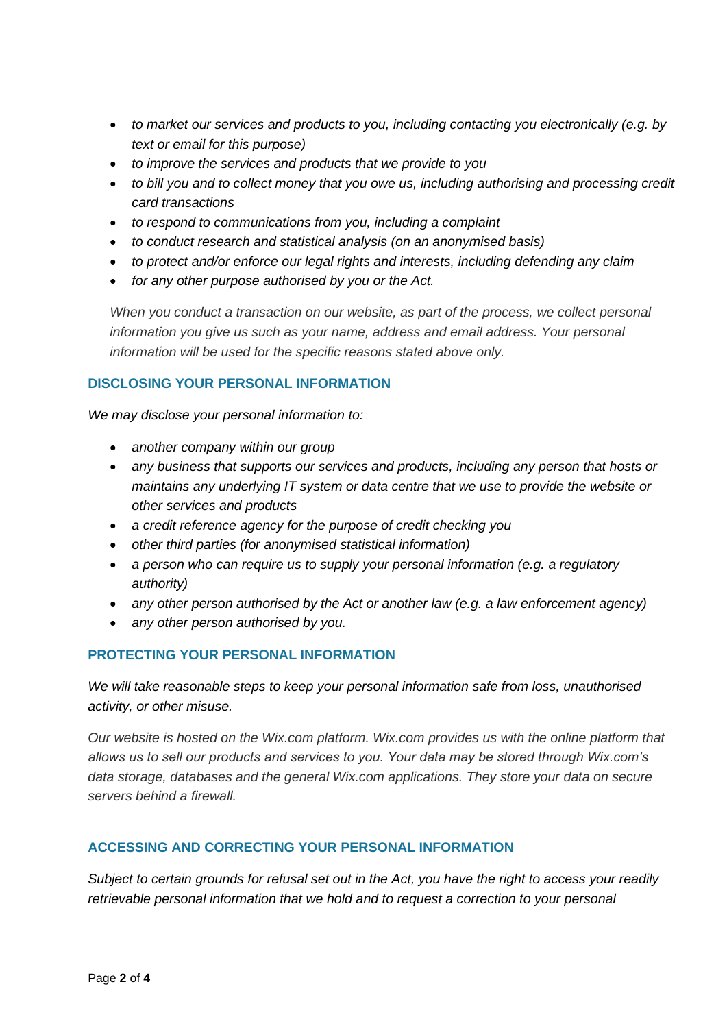- *to market our services and products to you, including contacting you electronically (e.g. by text or email for this purpose)*
- *to improve the services and products that we provide to you*
- *to bill you and to collect money that you owe us, including authorising and processing credit card transactions*
- *to respond to communications from you, including a complaint*
- *to conduct research and statistical analysis (on an anonymised basis)*
- *to protect and/or enforce our legal rights and interests, including defending any claim*
- *for any other purpose authorised by you or the Act.*

*When you conduct a transaction on our website, as part of the process, we collect personal information you give us such as your name, address and email address. Your personal information will be used for the specific reasons stated above only.*

## DISCLOSING YOUR PERSONAL INFORMATION

*We may disclose your personal information to:*

- *another company within our group*
- *any business that supports our services and products, including any person that hosts or maintains any underlying IT system or data centre that we use to provide the website or other services and products*
- *a credit reference agency for the purpose of credit checking you*
- *other third parties (for anonymised statistical information)*
- *a person who can require us to supply your personal information (e.g. a regulatory authority)*
- *any other person authorised by the Act or another law (e.g. a law enforcement agency)*
- *any other person authorised by you.*

## PROTECTING YOUR PERSONAL INFORMATION

*We will take reasonable steps to keep your personal information safe from loss, unauthorised activity, or other misuse.*

*Our website is hosted on the Wix.com platform. Wix.com provides us with the online platform that allows us to sell our products and services to you. Your data may be stored through Wix.com's data storage, databases and the general Wix.com applications. They store your data on secure servers behind a firewall.*

## ACCESSING AND CORRECTING YOUR PERSONAL INFORMATION

*Subject to certain grounds for refusal set out in the Act, you have the right to access your readily retrievable personal information that we hold and to request a correction to your personal*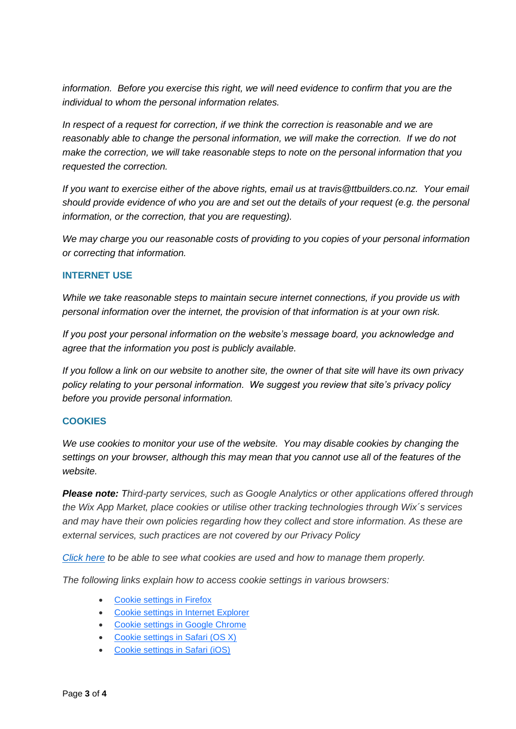*information. Before you exercise this right, we will need evidence to confirm that you are the individual to whom the personal information relates.*

*In respect of a request for correction, if we think the correction is reasonable and we are reasonably able to change the personal information, we will make the correction. If we do not make the correction, we will take reasonable steps to note on the personal information that you requested the correction.*

*If you want to exercise either of the above rights, email us at travis@ttbuilders.co.nz. Your email should provide evidence of who you are and set out the details of your request (e.g. the personal information, or the correction, that you are requesting).*

*We may charge you our reasonable costs of providing to you copies of your personal information or correcting that information.*

## INTERNET USE

*While we take reasonable steps to maintain secure internet connections, if you provide us with personal information over the internet, the provision of that information is at your own risk.*

*If you post your personal information on the website's message board, you acknowledge and agree that the information you post is publicly available.*

*If you follow a link on our website to another site, the owner of that site will have its own privacy policy relating to your personal information. We suggest you review that site's privacy policy before you provide personal information.*

## COOKIES

*We use cookies to monitor your use of the website. You may disable cookies by changing the settings on your browser, although this may mean that you cannot use all of the features of the website.*

***Please note:*** *Third-party services, such as Google Analytics or other applications offered through the Wix App Market, place cookies or utilise other tracking technologies through Wix´s services and may have their own policies regarding how they collect and store information. As these are external services, such practices are not covered by our Privacy Policy*

*Click here to be able to see what cookies are used and how to manage them properly.*

*The following links explain how to access cookie settings in various browsers:*

- Cookie settings in Firefox
- Cookie settings in Internet Explorer
- Cookie settings in Google Chrome
- Cookie settings in Safari (OS X)
- Cookie settings in Safari (iOS)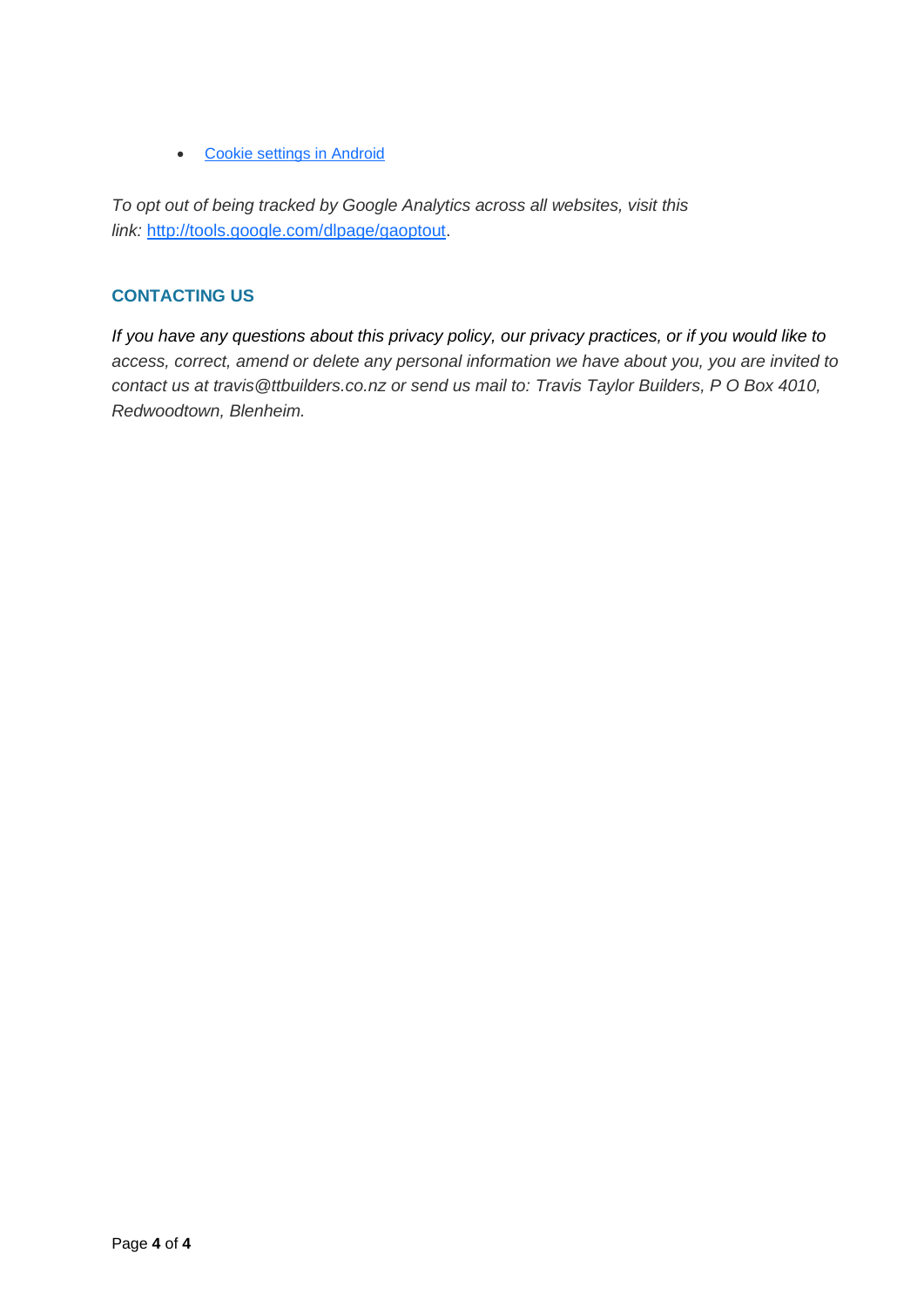- [Cookie settings in Android]()

*To opt out of being tracked by Google Analytics across all websites, visit this link:* [http://tools.google.com/dlpage/gaoptout](http://tools.google.com/dlpage/gaoptout).

## CONTACTING US

*If you have any questions about this privacy policy, our privacy practices, or if you would like to access, correct, amend or delete any personal information we have about you, you are invited to contact us at travis@ttbuilders.co.nz or send us mail to: Travis Taylor Builders, P O Box 4010, Redwoodtown, Blenheim.*